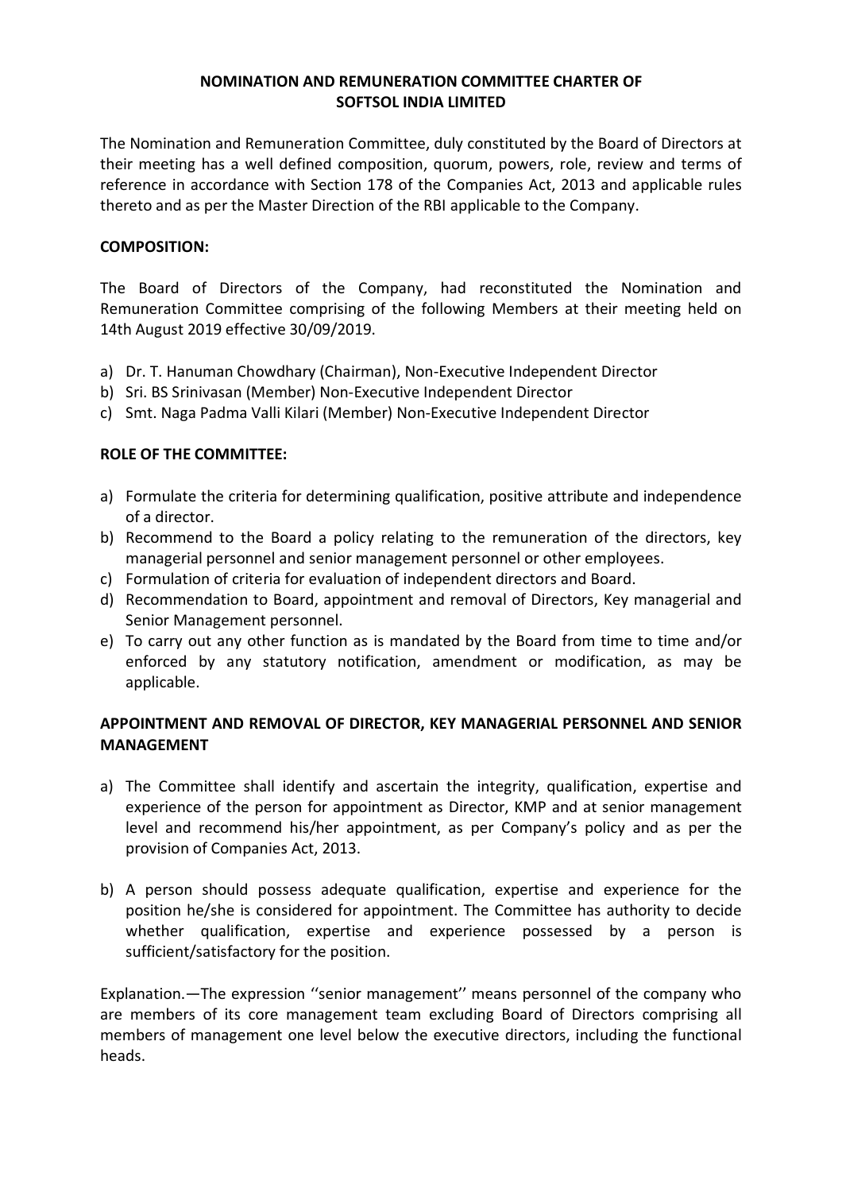**NOMINATION AND REMUNERATION COMMITTEE CHARTER OF SOFTSOL INDIA LIMITED**

The Nomination and Remuneration Committee, duly constituted by the Board of Directors at their meeting has a well defined composition, quorum, powers, role, review and terms of reference in accordance with Section 178 of the Companies Act, 2013 and applicable rules thereto and as per the Master Direction of the RBI applicable to the Company.

**COMPOSITION:**

The Board of Directors of the Company, had reconstituted the Nomination and Remuneration Committee comprising of the following Members at their meeting held on 14th August 2019 effective 30/09/2019.

a) Dr. T. Hanuman Chowdhary (Chairman), Non-Executive Independent Director
b) Sri. BS Srinivasan (Member) Non-Executive Independent Director
c) Smt. Naga Padma Valli Kilari (Member) Non-Executive Independent Director

**ROLE OF THE COMMITTEE:**

a) Formulate the criteria for determining qualification, positive attribute and independence of a director.
b) Recommend to the Board a policy relating to the remuneration of the directors, key managerial personnel and senior management personnel or other employees.
c) Formulation of criteria for evaluation of independent directors and Board.
d) Recommendation to Board, appointment and removal of Directors, Key managerial and Senior Management personnel.
e) To carry out any other function as is mandated by the Board from time to time and/or enforced by any statutory notification, amendment or modification, as may be applicable.

**APPOINTMENT AND REMOVAL OF DIRECTOR, KEY MANAGERIAL PERSONNEL AND SENIOR MANAGEMENT**

a) The Committee shall identify and ascertain the integrity, qualification, expertise and experience of the person for appointment as Director, KMP and at senior management level and recommend his/her appointment, as per Company's policy and as per the provision of Companies Act, 2013.

b) A person should possess adequate qualification, expertise and experience for the position he/she is considered for appointment. The Committee has authority to decide whether qualification, expertise and experience possessed by a person is sufficient/satisfactory for the position.

Explanation.—The expression ''senior management'' means personnel of the company who are members of its core management team excluding Board of Directors comprising all members of management one level below the executive directors, including the functional heads.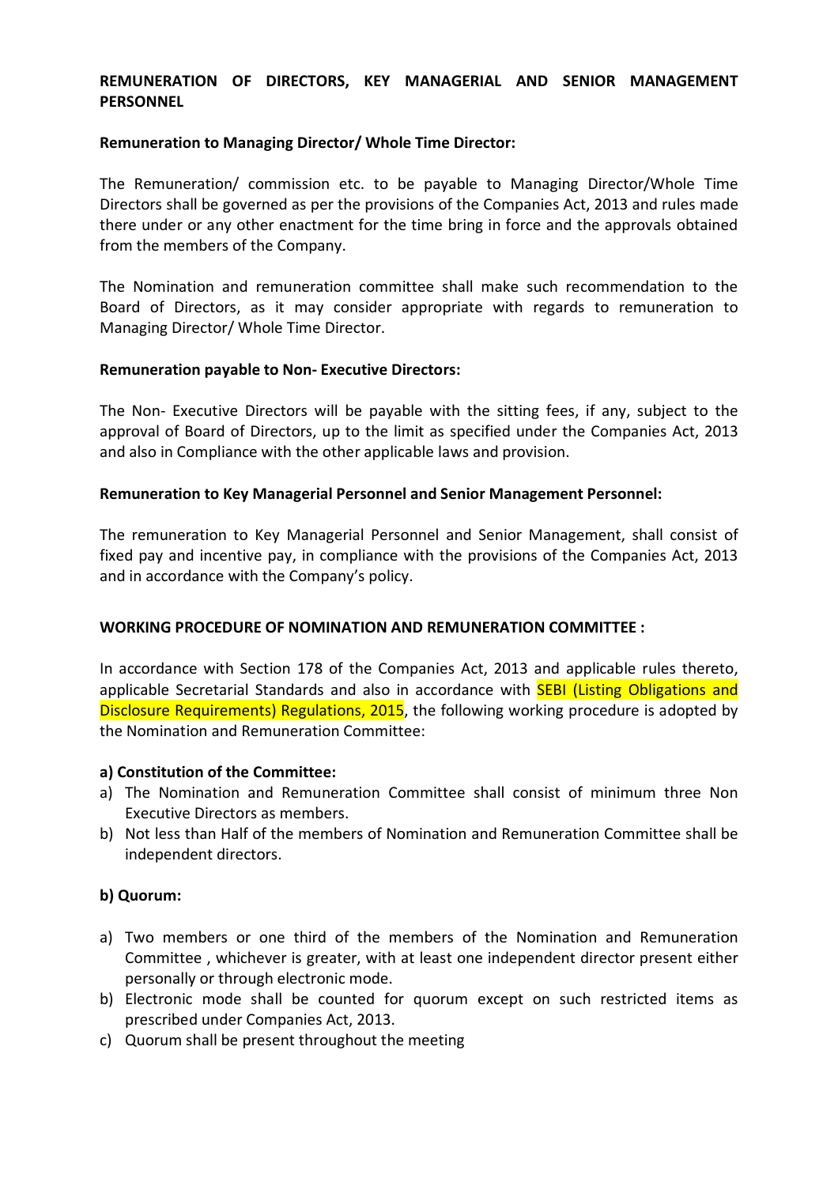**REMUNERATION OF DIRECTORS, KEY MANAGERIAL AND SENIOR MANAGEMENT PERSONNEL**

**Remuneration to Managing Director/ Whole Time Director:**

The Remuneration/ commission etc. to be payable to Managing Director/Whole Time Directors shall be governed as per the provisions of the Companies Act, 2013 and rules made there under or any other enactment for the time bring in force and the approvals obtained from the members of the Company.

The Nomination and remuneration committee shall make such recommendation to the Board of Directors, as it may consider appropriate with regards to remuneration to Managing Director/ Whole Time Director.

**Remuneration payable to Non- Executive Directors:**

The Non- Executive Directors will be payable with the sitting fees, if any, subject to the approval of Board of Directors, up to the limit as specified under the Companies Act, 2013 and also in Compliance with the other applicable laws and provision.

**Remuneration to Key Managerial Personnel and Senior Management Personnel:**

The remuneration to Key Managerial Personnel and Senior Management, shall consist of fixed pay and incentive pay, in compliance with the provisions of the Companies Act, 2013 and in accordance with the Company's policy.

**WORKING PROCEDURE OF NOMINATION AND REMUNERATION COMMITTEE :**

In accordance with Section 178 of the Companies Act, 2013 and applicable rules thereto, applicable Secretarial Standards and also in accordance with SEBI (Listing Obligations and Disclosure Requirements) Regulations, 2015, the following working procedure is adopted by the Nomination and Remuneration Committee:

**a) Constitution of the Committee:**

a) The Nomination and Remuneration Committee shall consist of minimum three Non Executive Directors as members.
b) Not less than Half of the members of Nomination and Remuneration Committee shall be independent directors.

**b) Quorum:**

a) Two members or one third of the members of the Nomination and Remuneration Committee , whichever is greater, with at least one independent director present either personally or through electronic mode.
b) Electronic mode shall be counted for quorum except on such restricted items as prescribed under Companies Act, 2013.
c) Quorum shall be present throughout the meeting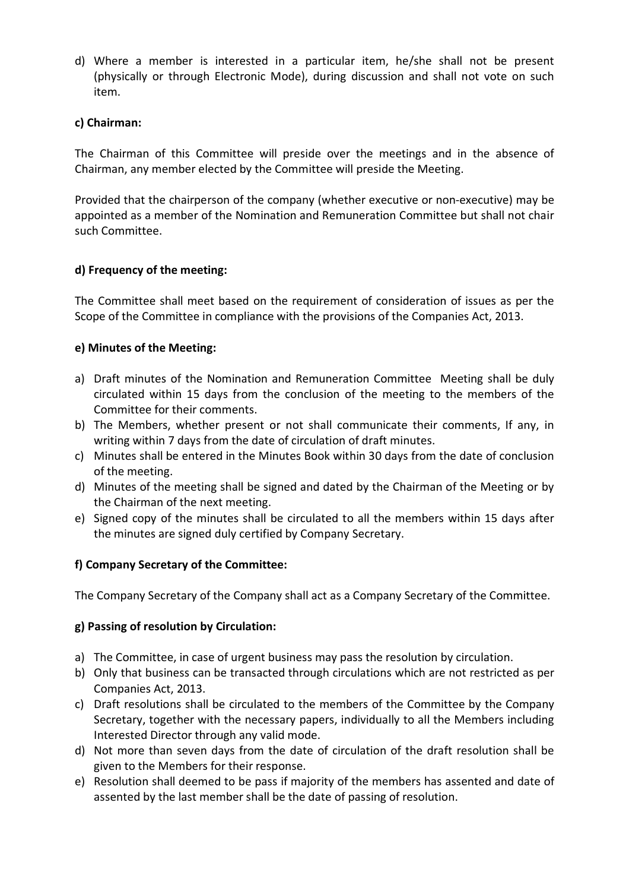d) Where a member is interested in a particular item, he/she shall not be present (physically or through Electronic Mode), during discussion and shall not vote on such item.

**c) Chairman:**

The Chairman of this Committee will preside over the meetings and in the absence of Chairman, any member elected by the Committee will preside the Meeting.

Provided that the chairperson of the company (whether executive or non-executive) may be appointed as a member of the Nomination and Remuneration Committee but shall not chair such Committee.

**d) Frequency of the meeting:**

The Committee shall meet based on the requirement of consideration of issues as per the Scope of the Committee in compliance with the provisions of the Companies Act, 2013.

**e) Minutes of the Meeting:**

a) Draft minutes of the Nomination and Remuneration Committee Meeting shall be duly circulated within 15 days from the conclusion of the meeting to the members of the Committee for their comments.
b) The Members, whether present or not shall communicate their comments, If any, in writing within 7 days from the date of circulation of draft minutes.
c) Minutes shall be entered in the Minutes Book within 30 days from the date of conclusion of the meeting.
d) Minutes of the meeting shall be signed and dated by the Chairman of the Meeting or by the Chairman of the next meeting.
e) Signed copy of the minutes shall be circulated to all the members within 15 days after the minutes are signed duly certified by Company Secretary.

**f) Company Secretary of the Committee:**

The Company Secretary of the Company shall act as a Company Secretary of the Committee.

**g) Passing of resolution by Circulation:**

a) The Committee, in case of urgent business may pass the resolution by circulation.
b) Only that business can be transacted through circulations which are not restricted as per Companies Act, 2013.
c) Draft resolutions shall be circulated to the members of the Committee by the Company Secretary, together with the necessary papers, individually to all the Members including Interested Director through any valid mode.
d) Not more than seven days from the date of circulation of the draft resolution shall be given to the Members for their response.
e) Resolution shall deemed to be pass if majority of the members has assented and date of assented by the last member shall be the date of passing of resolution.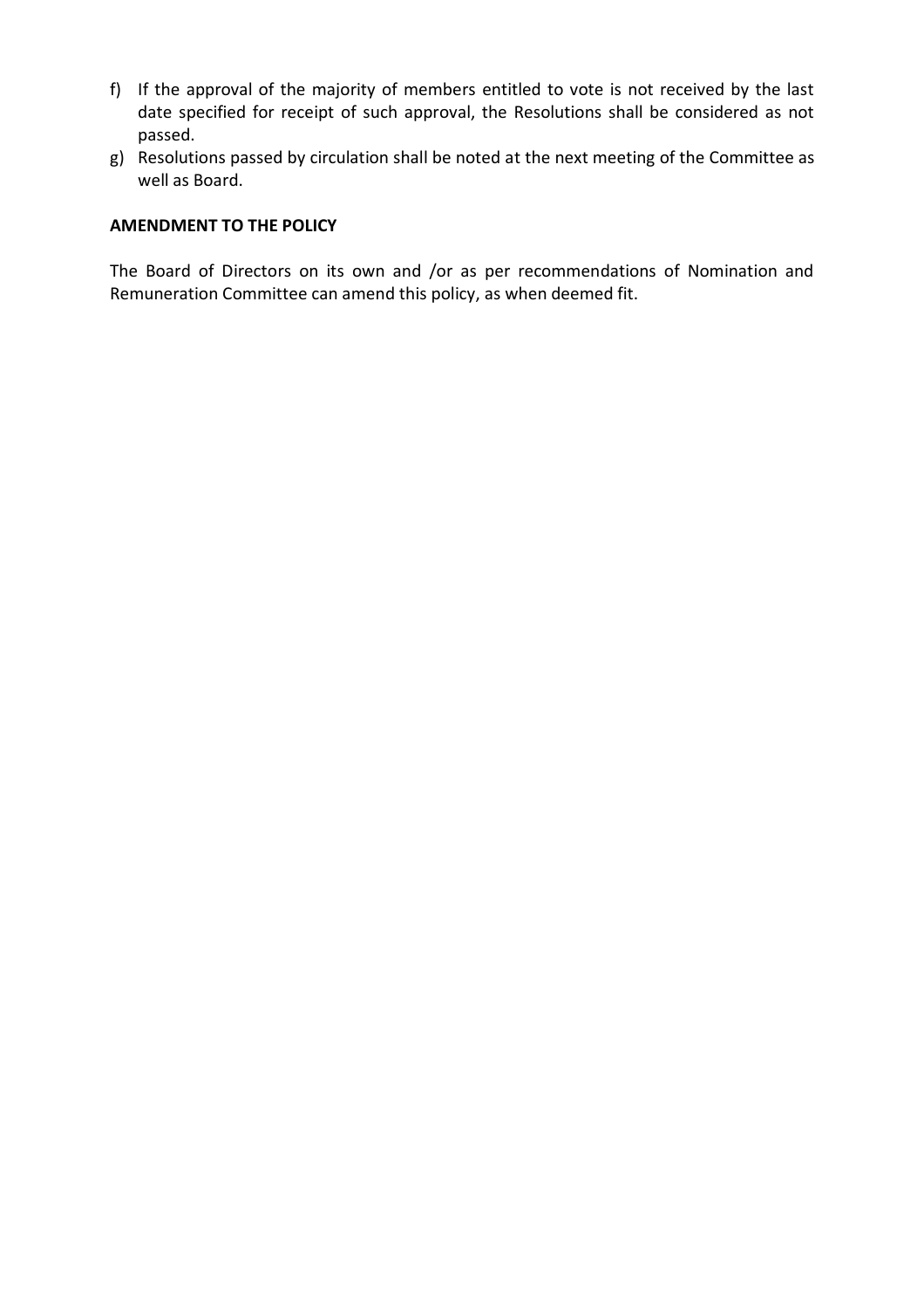f) If the approval of the majority of members entitled to vote is not received by the last date specified for receipt of such approval, the Resolutions shall be considered as not passed.
g) Resolutions passed by circulation shall be noted at the next meeting of the Committee as well as Board.

**AMENDMENT TO THE POLICY**

The Board of Directors on its own and /or as per recommendations of Nomination and Remuneration Committee can amend this policy, as when deemed fit.